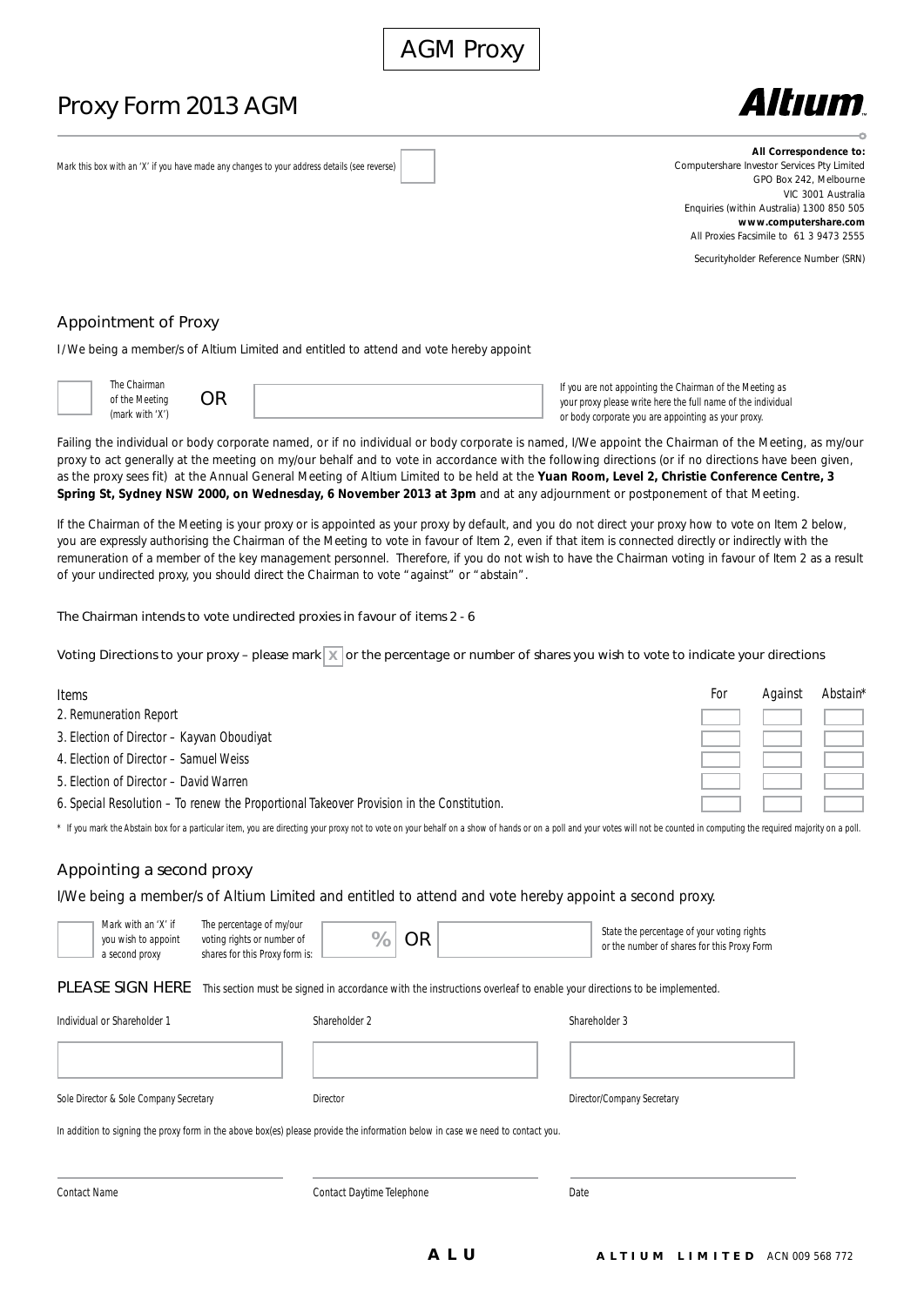AGM Proxy

# Proxy Form 2013 AGM

**Altium**

Mark this box with an 'X' if you have made any changes to your address details (see reverse) ☐

**All Correspondence to:**
Computershare Investor Services Pty Limited
GPO Box 242, Melbourne
VIC 3001 Australia
Enquiries (within Australia) 1300 850 505
**www.computershare.com**
All Proxies Facsimile to 61 3 9473 2555

Securityholder Reference Number (SRN)

## Appointment of Proxy

I/We being a member/s of Altium Limited and entitled to attend and vote hereby appoint

☐ The Chairman of the Meeting (mark with 'X') OR ________________ If you are not appointing the Chairman of the Meeting as your proxy please write here the full name of the individual or body corporate you are appointing as your proxy.

Failing the individual or body corporate named, or if no individual or body corporate is named, I/We appoint the Chairman of the Meeting, as my/our proxy to act generally at the meeting on my/our behalf and to vote in accordance with the following directions (or if no directions have been given, as the proxy sees fit) at the Annual General Meeting of Altium Limited to be held at the **Yuan Room, Level 2, Christie Conference Centre, 3 Spring St, Sydney NSW 2000, on Wednesday, 6 November 2013 at 3pm** and at any adjournment or postponement of that Meeting.

If the Chairman of the Meeting is your proxy or is appointed as your proxy by default, and you do not direct your proxy how to vote on Item 2 below, you are expressly authorising the Chairman of the Meeting to vote in favour of Item 2, even if that item is connected directly or indirectly with the remuneration of a member of the key management personnel. Therefore, if you do not wish to have the Chairman voting in favour of Item 2 as a result of your undirected proxy, you should direct the Chairman to vote "against" or "abstain".

The Chairman intends to vote undirected proxies in favour of items 2 - 6

Voting Directions to your proxy – please mark X or the percentage or number of shares you wish to vote to indicate your directions

| Items | For | Against | Abstain* |
|---|---|---|---|
| 2. Remuneration Report | | | |
| 3. Election of Director – Kayvan Oboudiyat | | | |
| 4. Election of Director – Samuel Weiss | | | |
| 5. Election of Director – David Warren | | | |
| 6. Special Resolution – To renew the Proportional Takeover Provision in the Constitution. | | | |

* If you mark the Abstain box for a particular item, you are directing your proxy not to vote on your behalf on a show of hands or on a poll and your votes will not be counted in computing the required majority on a poll.

## Appointing a second proxy

I/We being a member/s of Altium Limited and entitled to attend and vote hereby appoint a second proxy.

☐ Mark with an 'X' if you wish to appoint a second proxy — The percentage of my/our voting rights or number of shares for this Proxy form is: ____ % OR ________ State the percentage of your voting rights or the number of shares for this Proxy Form

## PLEASE SIGN HERE

This section must be signed in accordance with the instructions overleaf to enable your directions to be implemented.

| Individual or Shareholder 1 | Shareholder 2 | Shareholder 3 |
|---|---|---|
| | | |
| Sole Director & Sole Company Secretary | Director | Director/Company Secretary |

In addition to signing the proxy form in the above box(es) please provide the information below in case we need to contact you.

| Contact Name | Contact Daytime Telephone | Date |
|---|---|---|
| | | |

**ALU** **ALTIUM LIMITED** ACN 009 568 772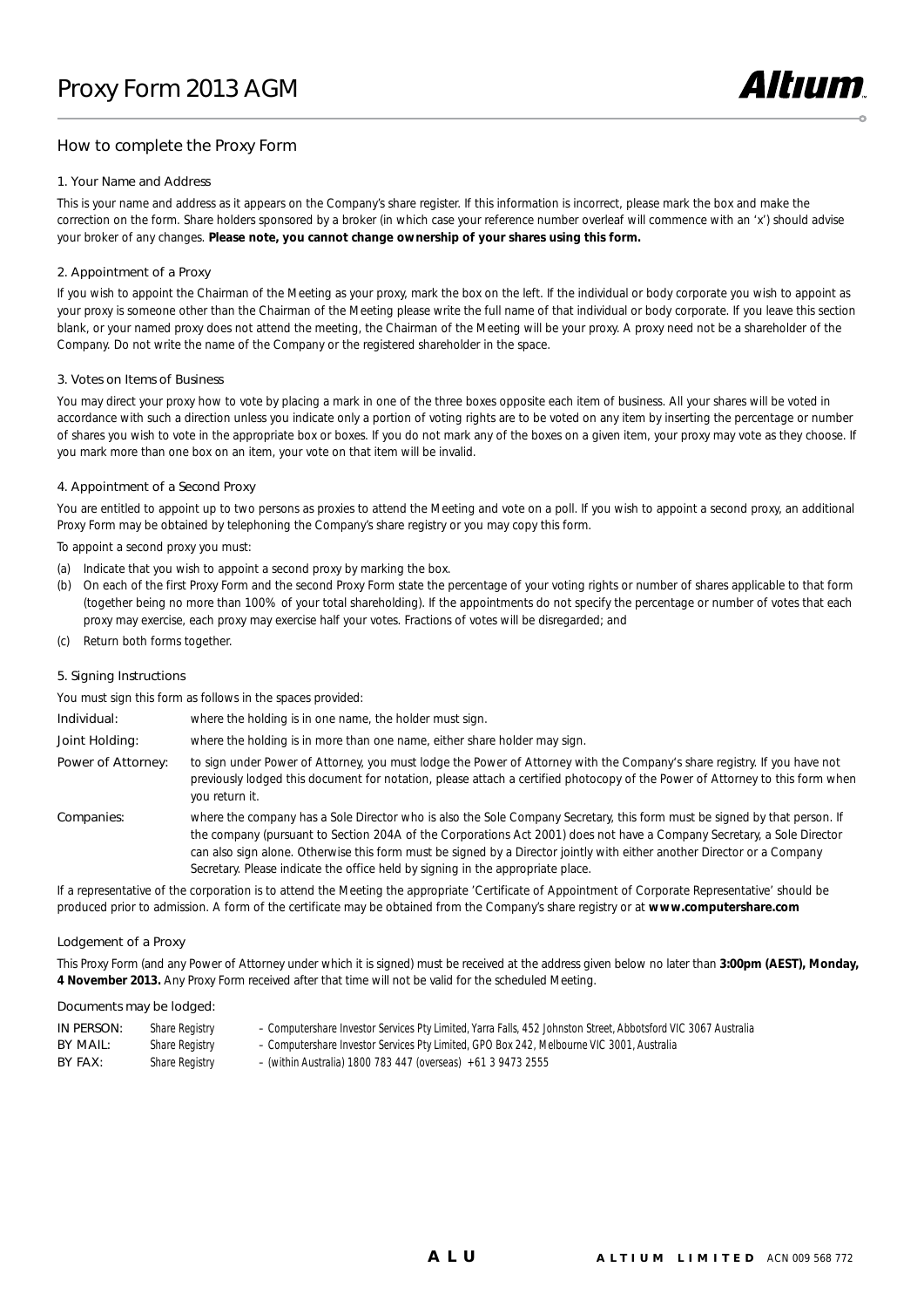# Proxy Form 2013 AGM

Altium

## How to complete the Proxy Form

### 1. Your Name and Address

This is your name and address as it appears on the Company's share register. If this information is incorrect, please mark the box and make the correction on the form. Share holders sponsored by a broker (in which case your reference number overleaf will commence with an 'x') should advise your broker of any changes. **Please note, you cannot change ownership of your shares using this form.**

### 2. Appointment of a Proxy

If you wish to appoint the Chairman of the Meeting as your proxy, mark the box on the left. If the individual or body corporate you wish to appoint as your proxy is someone other than the Chairman of the Meeting please write the full name of that individual or body corporate. If you leave this section blank, or your named proxy does not attend the meeting, the Chairman of the Meeting will be your proxy. A proxy need not be a shareholder of the Company. Do not write the name of the Company or the registered shareholder in the space.

### 3. Votes on Items of Business

You may direct your proxy how to vote by placing a mark in one of the three boxes opposite each item of business. All your shares will be voted in accordance with such a direction unless you indicate only a portion of voting rights are to be voted on any item by inserting the percentage or number of shares you wish to vote in the appropriate box or boxes. If you do not mark any of the boxes on a given item, your proxy may vote as they choose. If you mark more than one box on an item, your vote on that item will be invalid.

### 4. Appointment of a Second Proxy

You are entitled to appoint up to two persons as proxies to attend the Meeting and vote on a poll. If you wish to appoint a second proxy, an additional Proxy Form may be obtained by telephoning the Company's share registry or you may copy this form.

To appoint a second proxy you must:

(a) Indicate that you wish to appoint a second proxy by marking the box.

(b) On each of the first Proxy Form and the second Proxy Form state the percentage of your voting rights or number of shares applicable to that form (together being no more than 100% of your total shareholding). If the appointments do not specify the percentage or number of votes that each proxy may exercise, each proxy may exercise half your votes. Fractions of votes will be disregarded; and

(c) Return both forms together.

### 5. Signing Instructions

You must sign this form as follows in the spaces provided:

| | |
|---|---|
| Individual: | where the holding is in one name, the holder must sign. |
| Joint Holding: | where the holding is in more than one name, either share holder may sign. |
| Power of Attorney: | to sign under Power of Attorney, you must lodge the Power of Attorney with the Company's share registry. If you have not previously lodged this document for notation, please attach a certified photocopy of the Power of Attorney to this form when you return it. |
| Companies: | where the company has a Sole Director who is also the Sole Company Secretary, this form must be signed by that person. If the company (pursuant to Section 204A of the Corporations Act 2001) does not have a Company Secretary, a Sole Director can also sign alone. Otherwise this form must be signed by a Director jointly with either another Director or a Company Secretary. Please indicate the office held by signing in the appropriate place. |

If a representative of the corporation is to attend the Meeting the appropriate 'Certificate of Appointment of Corporate Representative' should be produced prior to admission. A form of the certificate may be obtained from the Company's share registry or at **www.computershare.com**

### Lodgement of a Proxy

This Proxy Form (and any Power of Attorney under which it is signed) must be received at the address given below no later than **3:00pm (AEST), Monday, 4 November 2013.** Any Proxy Form received after that time will not be valid for the scheduled Meeting.

### Documents may be lodged:

| | | |
|---|---|---|
| IN PERSON: | Share Registry | – Computershare Investor Services Pty Limited, Yarra Falls, 452 Johnston Street, Abbotsford VIC 3067 Australia |
| BY MAIL: | Share Registry | – Computershare Investor Services Pty Limited, GPO Box 242, Melbourne VIC 3001, Australia |
| BY FAX: | Share Registry | – (within Australia) 1800 783 447 (overseas) +61 3 9473 2555 |

**ALU** **ALTIUM LIMITED** ACN 009 568 772